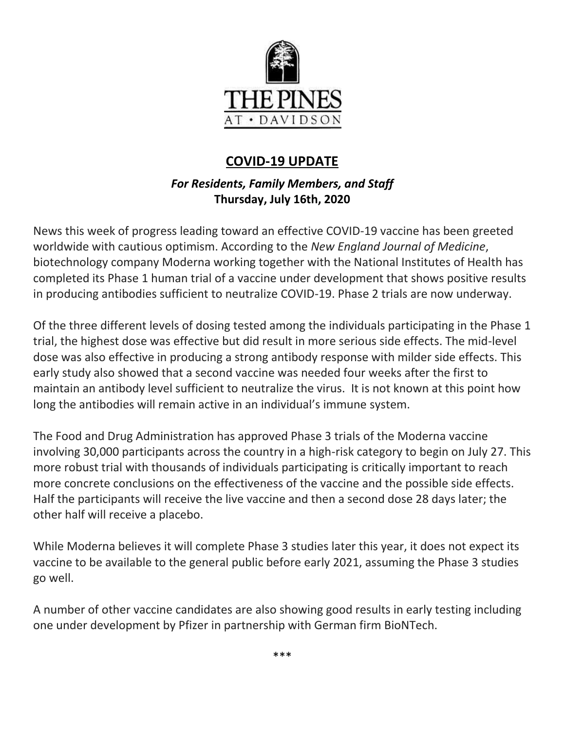THE PINES AT • DAVIDSON

## COVID-19 UPDATE

***For Residents, Family Members, and Staff***
**Thursday, July 16th, 2020**

News this week of progress leading toward an effective COVID-19 vaccine has been greeted worldwide with cautious optimism. According to the *New England Journal of Medicine*, biotechnology company Moderna working together with the National Institutes of Health has completed its Phase 1 human trial of a vaccine under development that shows positive results in producing antibodies sufficient to neutralize COVID-19. Phase 2 trials are now underway.

Of the three different levels of dosing tested among the individuals participating in the Phase 1 trial, the highest dose was effective but did result in more serious side effects. The mid-level dose was also effective in producing a strong antibody response with milder side effects. This early study also showed that a second vaccine was needed four weeks after the first to maintain an antibody level sufficient to neutralize the virus. It is not known at this point how long the antibodies will remain active in an individual's immune system.

The Food and Drug Administration has approved Phase 3 trials of the Moderna vaccine involving 30,000 participants across the country in a high-risk category to begin on July 27. This more robust trial with thousands of individuals participating is critically important to reach more concrete conclusions on the effectiveness of the vaccine and the possible side effects. Half the participants will receive the live vaccine and then a second dose 28 days later; the other half will receive a placebo.

While Moderna believes it will complete Phase 3 studies later this year, it does not expect its vaccine to be available to the general public before early 2021, assuming the Phase 3 studies go well.

A number of other vaccine candidates are also showing good results in early testing including one under development by Pfizer in partnership with German firm BioNTech.

***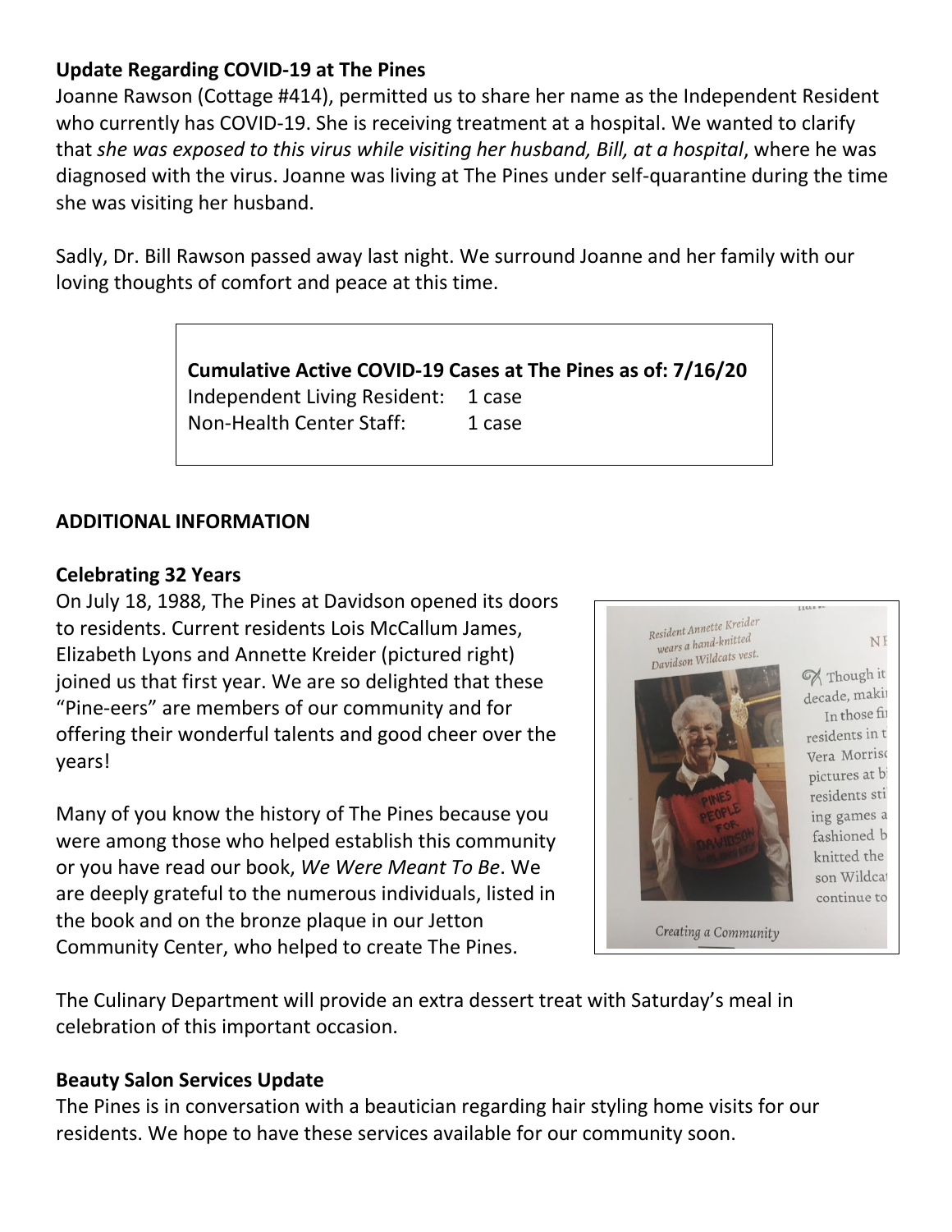**Update Regarding COVID-19 at The Pines**

Joanne Rawson (Cottage #414), permitted us to share her name as the Independent Resident who currently has COVID-19. She is receiving treatment at a hospital. We wanted to clarify that *she was exposed to this virus while visiting her husband, Bill, at a hospital*, where he was diagnosed with the virus. Joanne was living at The Pines under self-quarantine during the time she was visiting her husband.

Sadly, Dr. Bill Rawson passed away last night. We surround Joanne and her family with our loving thoughts of comfort and peace at this time.

| **Cumulative Active COVID-19 Cases at The Pines as of: 7/16/20** | |
|---|---|
| Independent Living Resident: | 1 case |
| Non-Health Center Staff: | 1 case |

**ADDITIONAL INFORMATION**

**Celebrating 32 Years**

On July 18, 1988, The Pines at Davidson opened its doors to residents. Current residents Lois McCallum James, Elizabeth Lyons and Annette Kreider (pictured right) joined us that first year. We are so delighted that these "Pine-eers" are members of our community and for offering their wonderful talents and good cheer over the years!

Many of you know the history of The Pines because you were among those who helped establish this community or you have read our book, *We Were Meant To Be*. We are deeply grateful to the numerous individuals, listed in the book and on the bronze plaque in our Jetton Community Center, who helped to create The Pines.

The Culinary Department will provide an extra dessert treat with Saturday's meal in celebration of this important occasion.

**Beauty Salon Services Update**

The Pines is in conversation with a beautician regarding hair styling home visits for our residents. We hope to have these services available for our community soon.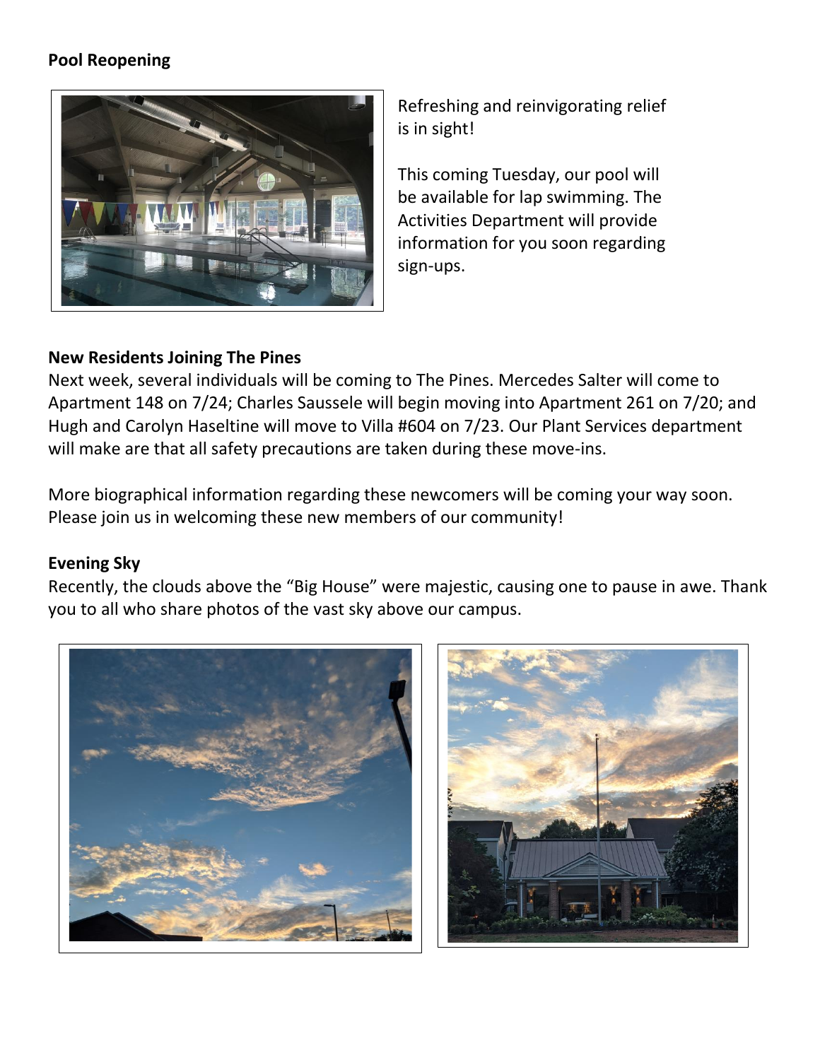**Pool Reopening**

Refreshing and reinvigorating relief is in sight!

This coming Tuesday, our pool will be available for lap swimming. The Activities Department will provide information for you soon regarding sign-ups.

**New Residents Joining The Pines**

Next week, several individuals will be coming to The Pines. Mercedes Salter will come to Apartment 148 on 7/24; Charles Saussele will begin moving into Apartment 261 on 7/20; and Hugh and Carolyn Haseltine will move to Villa #604 on 7/23. Our Plant Services department will make are that all safety precautions are taken during these move-ins.

More biographical information regarding these newcomers will be coming your way soon. Please join us in welcoming these new members of our community!

**Evening Sky**

Recently, the clouds above the "Big House" were majestic, causing one to pause in awe. Thank you to all who share photos of the vast sky above our campus.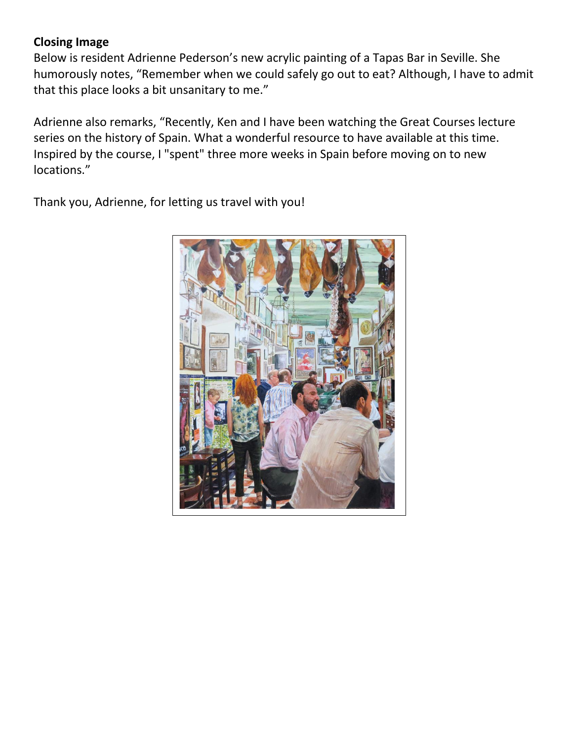**Closing Image**

Below is resident Adrienne Pederson's new acrylic painting of a Tapas Bar in Seville. She humorously notes, "Remember when we could safely go out to eat? Although, I have to admit that this place looks a bit unsanitary to me."

Adrienne also remarks, "Recently, Ken and I have been watching the Great Courses lecture series on the history of Spain. What a wonderful resource to have available at this time. Inspired by the course, I "spent" three more weeks in Spain before moving on to new locations."

Thank you, Adrienne, for letting us travel with you!